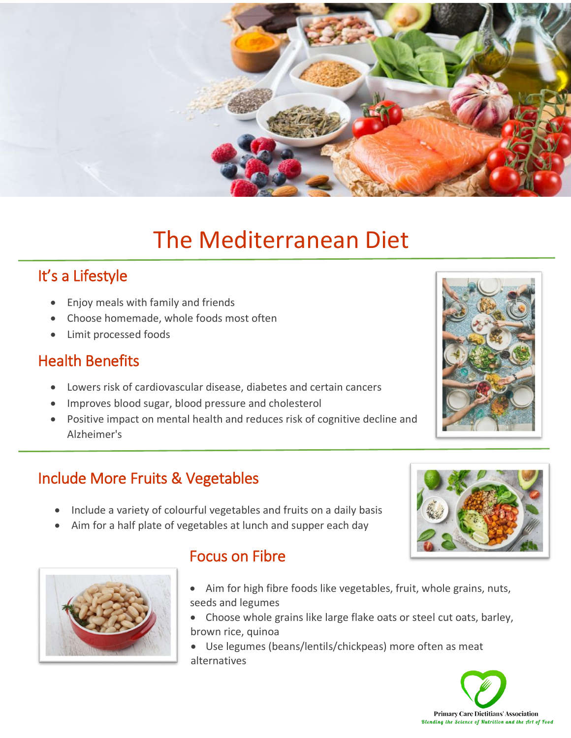# The Mediterranean Diet

## It's a Lifestyle

- Enjoy meals with family and friends
- Choose homemade, whole foods most often
- Limit processed foods

## Health Benefits

- Lowers risk of cardiovascular disease, diabetes and certain cancers
- Improves blood sugar, blood pressure and cholesterol
- Positive impact on mental health and reduces risk of cognitive decline and Alzheimer's

## Include More Fruits & Vegetables

- Include a variety of colourful vegetables and fruits on a daily basis
- Aim for a half plate of vegetables at lunch and supper each day

## Focus on Fibre

- Aim for high fibre foods like vegetables, fruit, whole grains, nuts, seeds and legumes
- Choose whole grains like large flake oats or steel cut oats, barley, brown rice, quinoa
- Use legumes (beans/lentils/chickpeas) more often as meat alternatives

Primary Care Dietitians' Association

*Blending the Science of Nutrition and the Art of Food*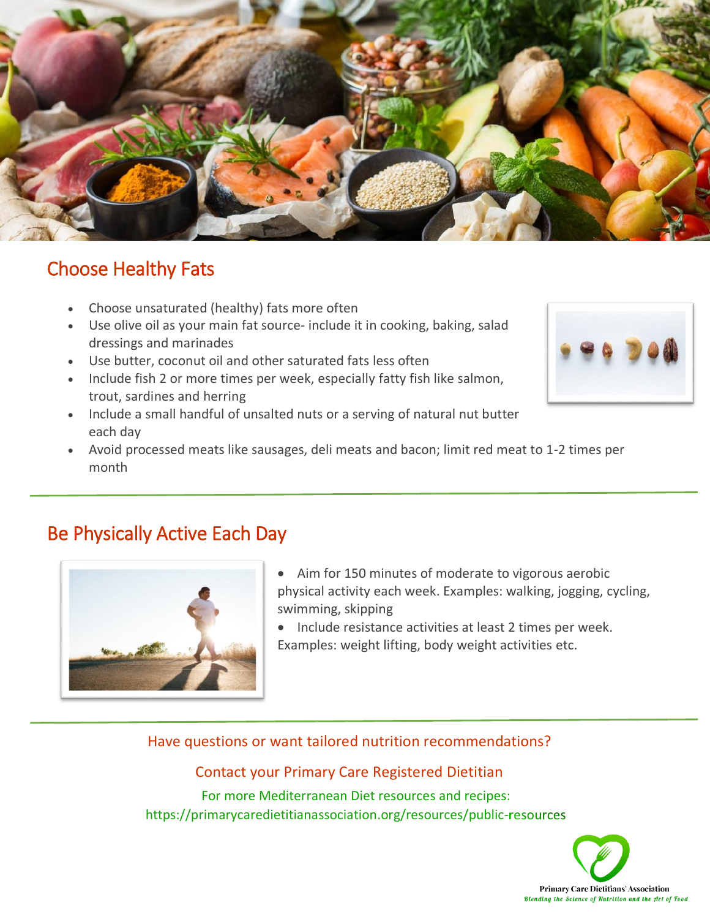## Choose Healthy Fats

- Choose unsaturated (healthy) fats more often
- Use olive oil as your main fat source- include it in cooking, baking, salad dressings and marinades
- Use butter, coconut oil and other saturated fats less often
- Include fish 2 or more times per week, especially fatty fish like salmon, trout, sardines and herring
- Include a small handful of unsalted nuts or a serving of natural nut butter each day
- Avoid processed meats like sausages, deli meats and bacon; limit red meat to 1-2 times per month

## Be Physically Active Each Day

- Aim for 150 minutes of moderate to vigorous aerobic physical activity each week. Examples: walking, jogging, cycling, swimming, skipping
- Include resistance activities at least 2 times per week. Examples: weight lifting, body weight activities etc.

Have questions or want tailored nutrition recommendations?

Contact your Primary Care Registered Dietitian

For more Mediterranean Diet resources and recipes:
https://primarycaredietitianassociation.org/resources/public-resources

Primary Care Dietitians' Association
*Blending the Science of Nutrition and the Art of Food*